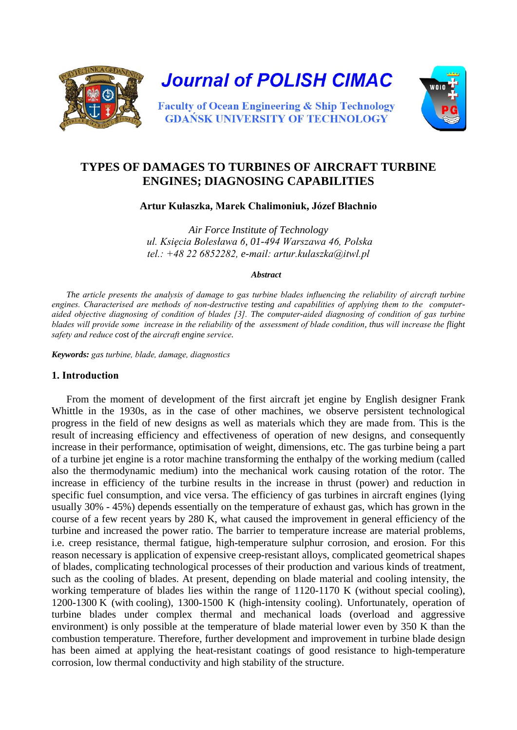Journal of POLISH CIMAC

Faculty of Ocean Engineering & Ship Technology
GDAŃSK UNIVERSITY OF TECHNOLOGY

# TYPES OF DAMAGES TO TURBINES OF AIRCRAFT TURBINE ENGINES; DIAGNOSING CAPABILITIES

**Artur Kułaszka, Marek Chalimoniuk, Józef Błachnio**

*Air Force Institute of Technology*
*ul. Księcia Bolesława 6, 01-494 Warszawa 46, Polska*
*tel.: +48 22 6852282, e-mail: artur.kulaszka@itwl.pl*

***Abstract***

*The article presents the analysis of damage to gas turbine blades influencing the reliability of aircraft turbine engines. Characterised are methods of non-destructive testing and capabilities of applying them to the computer-aided objective diagnosing of condition of blades [3]. The computer-aided diagnosing of condition of gas turbine blades will provide some increase in the reliability of the assessment of blade condition, thus will increase the flight safety and reduce cost of the aircraft engine service.*

***Keywords:*** *gas turbine, blade, damage, diagnostics*

## 1. Introduction

From the moment of development of the first aircraft jet engine by English designer Frank Whittle in the 1930s, as in the case of other machines, we observe persistent technological progress in the field of new designs as well as materials which they are made from. This is the result of increasing efficiency and effectiveness of operation of new designs, and consequently increase in their performance, optimisation of weight, dimensions, etc. The gas turbine being a part of a turbine jet engine is a rotor machine transforming the enthalpy of the working medium (called also the thermodynamic medium) into the mechanical work causing rotation of the rotor. The increase in efficiency of the turbine results in the increase in thrust (power) and reduction in specific fuel consumption, and vice versa. The efficiency of gas turbines in aircraft engines (lying usually 30% - 45%) depends essentially on the temperature of exhaust gas, which has grown in the course of a few recent years by 280 K, what caused the improvement in general efficiency of the turbine and increased the power ratio. The barrier to temperature increase are material problems, i.e. creep resistance, thermal fatigue, high-temperature sulphur corrosion, and erosion. For this reason necessary is application of expensive creep-resistant alloys, complicated geometrical shapes of blades, complicating technological processes of their production and various kinds of treatment, such as the cooling of blades. At present, depending on blade material and cooling intensity, the working temperature of blades lies within the range of 1120-1170 K (without special cooling), 1200-1300 K (with cooling), 1300-1500 K (high-intensity cooling). Unfortunately, operation of turbine blades under complex thermal and mechanical loads (overload and aggressive environment) is only possible at the temperature of blade material lower even by 350 K than the combustion temperature. Therefore, further development and improvement in turbine blade design has been aimed at applying the heat-resistant coatings of good resistance to high-temperature corrosion, low thermal conductivity and high stability of the structure.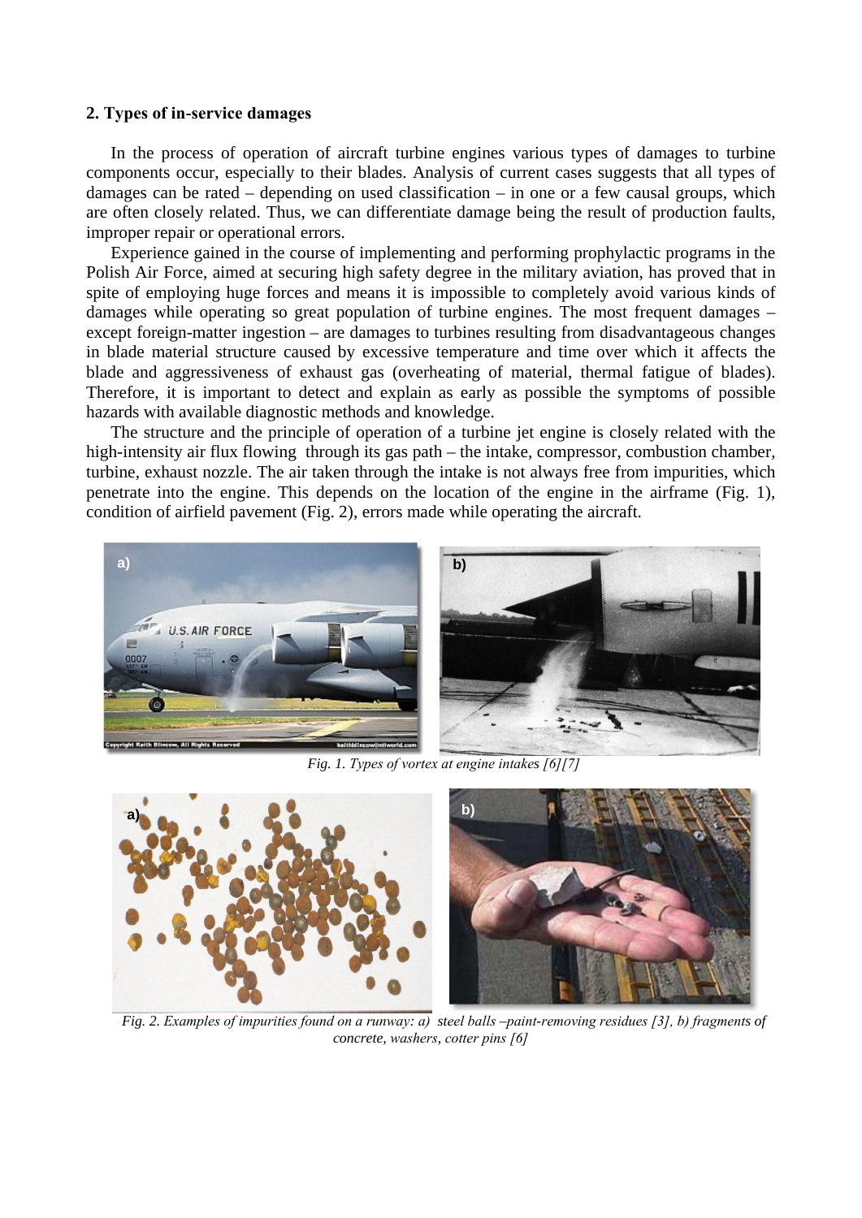## 2. Types of in-service damages

In the process of operation of aircraft turbine engines various types of damages to turbine components occur, especially to their blades. Analysis of current cases suggests that all types of damages can be rated – depending on used classification – in one or a few causal groups, which are often closely related. Thus, we can differentiate damage being the result of production faults, improper repair or operational errors.

Experience gained in the course of implementing and performing prophylactic programs in the Polish Air Force, aimed at securing high safety degree in the military aviation, has proved that in spite of employing huge forces and means it is impossible to completely avoid various kinds of damages while operating so great population of turbine engines. The most frequent damages – except foreign-matter ingestion – are damages to turbines resulting from disadvantageous changes in blade material structure caused by excessive temperature and time over which it affects the blade and aggressiveness of exhaust gas (overheating of material, thermal fatigue of blades). Therefore, it is important to detect and explain as early as possible the symptoms of possible hazards with available diagnostic methods and knowledge.

The structure and the principle of operation of a turbine jet engine is closely related with the high-intensity air flux flowing through its gas path – the intake, compressor, combustion chamber, turbine, exhaust nozzle. The air taken through the intake is not always free from impurities, which penetrate into the engine. This depends on the location of the engine in the airframe (Fig. 1), condition of airfield pavement (Fig. 2), errors made while operating the aircraft.

*Fig. 1. Types of vortex at engine intakes [6][7]*

*Fig. 2. Examples of impurities found on a runway: a) steel balls –paint-removing residues [3], b) fragments of concrete, washers, cotter pins [6]*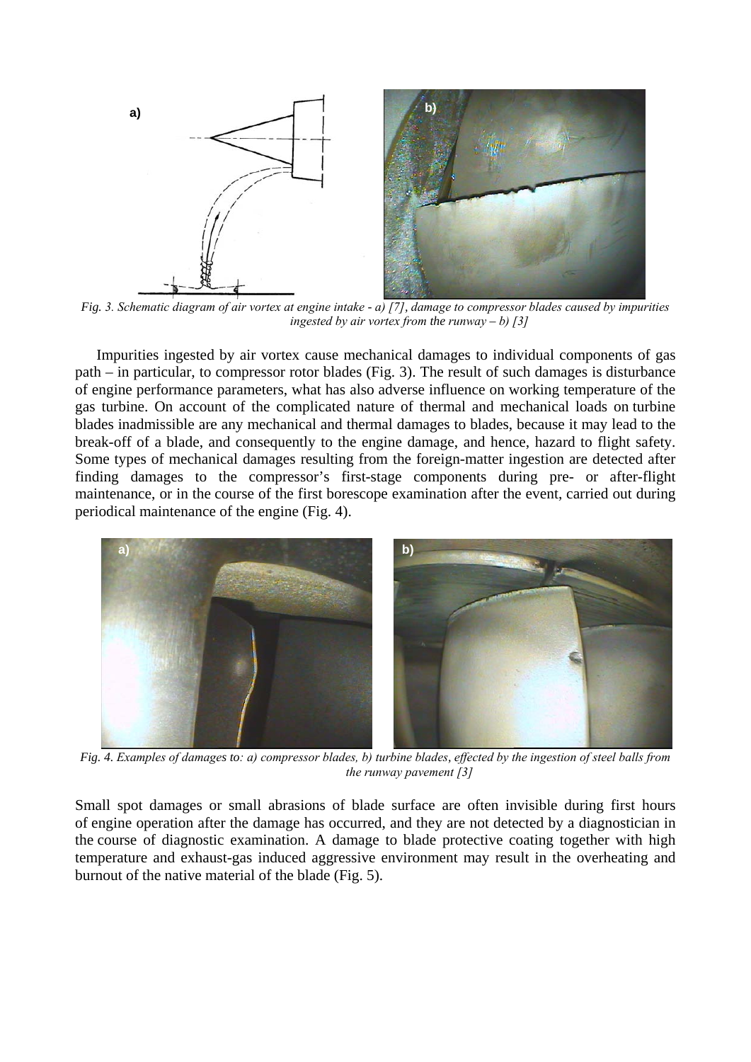*Fig. 3. Schematic diagram of air vortex at engine intake - a) [7], damage to compressor blades caused by impurities ingested by air vortex from the runway – b) [3]*

Impurities ingested by air vortex cause mechanical damages to individual components of gas path – in particular, to compressor rotor blades (Fig. 3). The result of such damages is disturbance of engine performance parameters, what has also adverse influence on working temperature of the gas turbine. On account of the complicated nature of thermal and mechanical loads on turbine blades inadmissible are any mechanical and thermal damages to blades, because it may lead to the break-off of a blade, and consequently to the engine damage, and hence, hazard to flight safety. Some types of mechanical damages resulting from the foreign-matter ingestion are detected after finding damages to the compressor's first-stage components during pre- or after-flight maintenance, or in the course of the first borescope examination after the event, carried out during periodical maintenance of the engine (Fig. 4).

*Fig. 4. Examples of damages to: a) compressor blades, b) turbine blades, effected by the ingestion of steel balls from the runway pavement [3]*

Small spot damages or small abrasions of blade surface are often invisible during first hours of engine operation after the damage has occurred, and they are not detected by a diagnostician in the course of diagnostic examination. A damage to blade protective coating together with high temperature and exhaust-gas induced aggressive environment may result in the overheating and burnout of the native material of the blade (Fig. 5).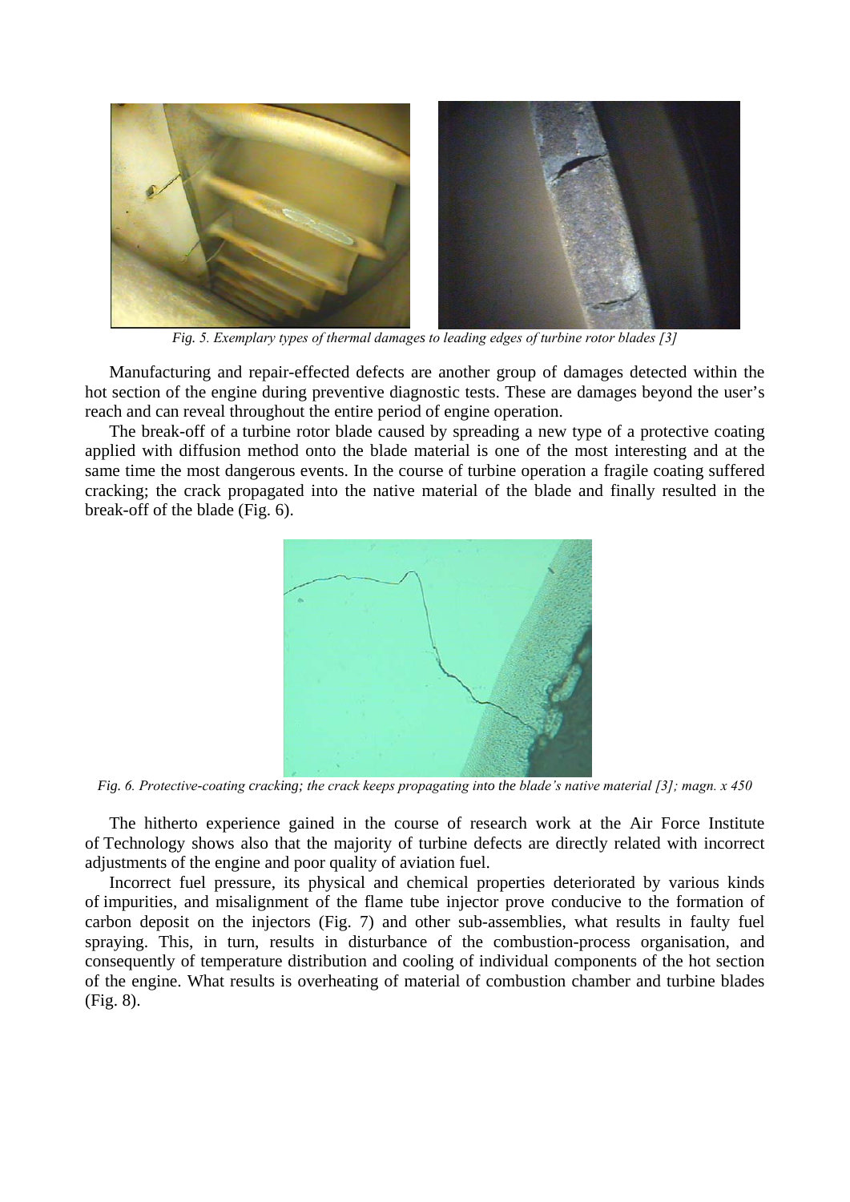*Fig. 5. Exemplary types of thermal damages to leading edges of turbine rotor blades [3]*

Manufacturing and repair-effected defects are another group of damages detected within the hot section of the engine during preventive diagnostic tests. These are damages beyond the user's reach and can reveal throughout the entire period of engine operation.

The break-off of a turbine rotor blade caused by spreading a new type of a protective coating applied with diffusion method onto the blade material is one of the most interesting and at the same time the most dangerous events. In the course of turbine operation a fragile coating suffered cracking; the crack propagated into the native material of the blade and finally resulted in the break-off of the blade (Fig. 6).

*Fig. 6. Protective-coating cracking; the crack keeps propagating into the blade's native material [3]; magn. x 450*

The hitherto experience gained in the course of research work at the Air Force Institute of Technology shows also that the majority of turbine defects are directly related with incorrect adjustments of the engine and poor quality of aviation fuel.

Incorrect fuel pressure, its physical and chemical properties deteriorated by various kinds of impurities, and misalignment of the flame tube injector prove conducive to the formation of carbon deposit on the injectors (Fig. 7) and other sub-assemblies, what results in faulty fuel spraying. This, in turn, results in disturbance of the combustion-process organisation, and consequently of temperature distribution and cooling of individual components of the hot section of the engine. What results is overheating of material of combustion chamber and turbine blades (Fig. 8).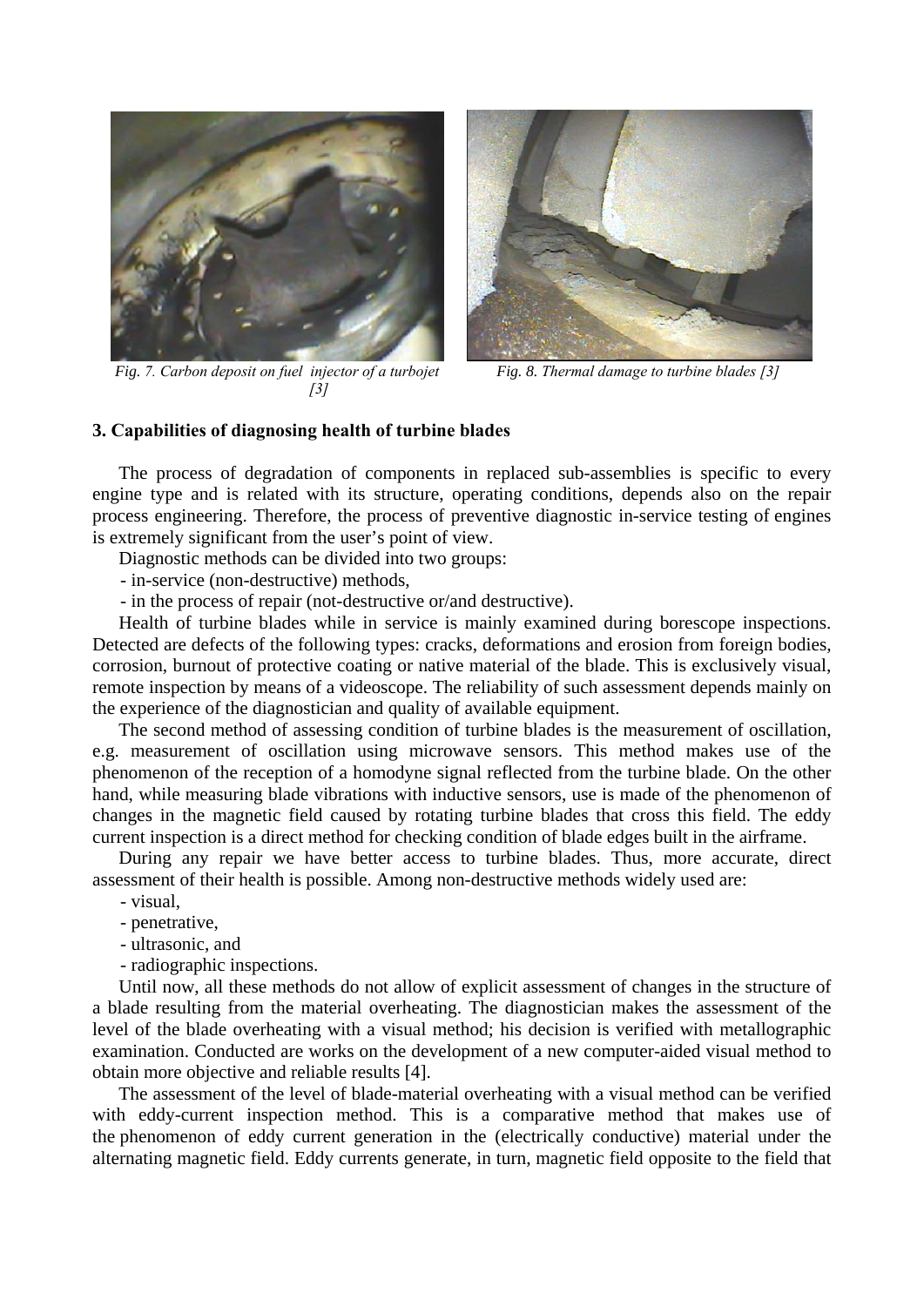*Fig. 7. Carbon deposit on fuel injector of a turbojet [3]*

*Fig. 8. Thermal damage to turbine blades [3]*

### 3. Capabilities of diagnosing health of turbine blades

The process of degradation of components in replaced sub-assemblies is specific to every engine type and is related with its structure, operating conditions, depends also on the repair process engineering. Therefore, the process of preventive diagnostic in-service testing of engines is extremely significant from the user's point of view.

Diagnostic methods can be divided into two groups:

- in-service (non-destructive) methods,
- in the process of repair (not-destructive or/and destructive).

Health of turbine blades while in service is mainly examined during borescope inspections. Detected are defects of the following types: cracks, deformations and erosion from foreign bodies, corrosion, burnout of protective coating or native material of the blade. This is exclusively visual, remote inspection by means of a videoscope. The reliability of such assessment depends mainly on the experience of the diagnostician and quality of available equipment.

The second method of assessing condition of turbine blades is the measurement of oscillation, e.g. measurement of oscillation using microwave sensors. This method makes use of the phenomenon of the reception of a homodyne signal reflected from the turbine blade. On the other hand, while measuring blade vibrations with inductive sensors, use is made of the phenomenon of changes in the magnetic field caused by rotating turbine blades that cross this field. The eddy current inspection is a direct method for checking condition of blade edges built in the airframe.

During any repair we have better access to turbine blades. Thus, more accurate, direct assessment of their health is possible. Among non-destructive methods widely used are:

- visual,
- penetrative,
- ultrasonic, and
- radiographic inspections.

Until now, all these methods do not allow of explicit assessment of changes in the structure of a blade resulting from the material overheating. The diagnostician makes the assessment of the level of the blade overheating with a visual method; his decision is verified with metallographic examination. Conducted are works on the development of a new computer-aided visual method to obtain more objective and reliable results [4].

The assessment of the level of blade-material overheating with a visual method can be verified with eddy-current inspection method. This is a comparative method that makes use of the phenomenon of eddy current generation in the (electrically conductive) material under the alternating magnetic field. Eddy currents generate, in turn, magnetic field opposite to the field that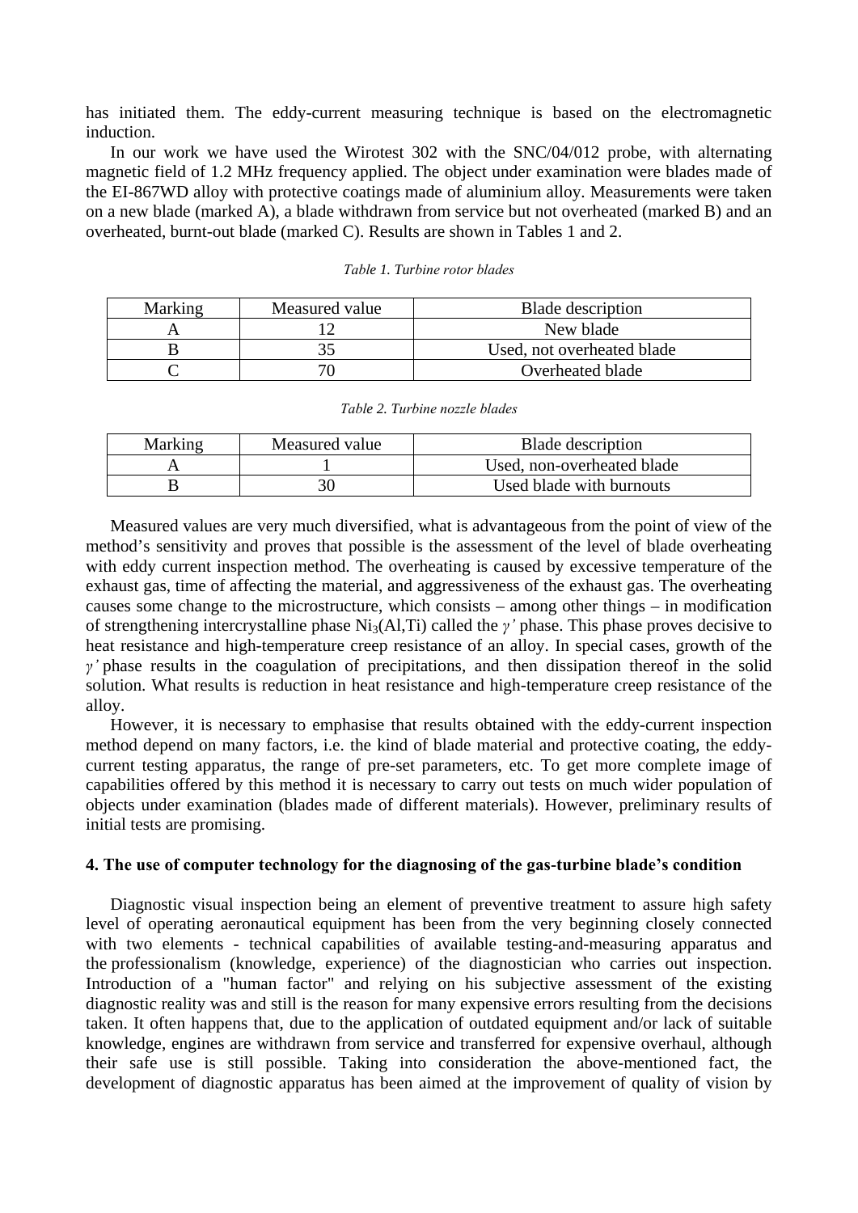has initiated them. The eddy-current measuring technique is based on the electromagnetic induction.

In our work we have used the Wirotest 302 with the SNC/04/012 probe, with alternating magnetic field of 1.2 MHz frequency applied. The object under examination were blades made of the EI-867WD alloy with protective coatings made of aluminium alloy. Measurements were taken on a new blade (marked A), a blade withdrawn from service but not overheated (marked B) and an overheated, burnt-out blade (marked C). Results are shown in Tables 1 and 2.

*Table 1. Turbine rotor blades*

| Marking | Measured value | Blade description |
|---|---|---|
| A | 12 | New blade |
| B | 35 | Used, not overheated blade |
| C | 70 | Overheated blade |

*Table 2. Turbine nozzle blades*

| Marking | Measured value | Blade description |
|---|---|---|
| A | 1 | Used, non-overheated blade |
| B | 30 | Used blade with burnouts |

Measured values are very much diversified, what is advantageous from the point of view of the method's sensitivity and proves that possible is the assessment of the level of blade overheating with eddy current inspection method. The overheating is caused by excessive temperature of the exhaust gas, time of affecting the material, and aggressiveness of the exhaust gas. The overheating causes some change to the microstructure, which consists – among other things – in modification of strengthening intercrystalline phase $Ni_3(Al,Ti)$ called the *γ'* phase. This phase proves decisive to heat resistance and high-temperature creep resistance of an alloy. In special cases, growth of the *γ'* phase results in the coagulation of precipitations, and then dissipation thereof in the solid solution. What results is reduction in heat resistance and high-temperature creep resistance of the alloy.

However, it is necessary to emphasise that results obtained with the eddy-current inspection method depend on many factors, i.e. the kind of blade material and protective coating, the eddy-current testing apparatus, the range of pre-set parameters, etc. To get more complete image of capabilities offered by this method it is necessary to carry out tests on much wider population of objects under examination (blades made of different materials). However, preliminary results of initial tests are promising.

## 4. The use of computer technology for the diagnosing of the gas-turbine blade's condition

Diagnostic visual inspection being an element of preventive treatment to assure high safety level of operating aeronautical equipment has been from the very beginning closely connected with two elements - technical capabilities of available testing-and-measuring apparatus and the professionalism (knowledge, experience) of the diagnostician who carries out inspection. Introduction of a "human factor" and relying on his subjective assessment of the existing diagnostic reality was and still is the reason for many expensive errors resulting from the decisions taken. It often happens that, due to the application of outdated equipment and/or lack of suitable knowledge, engines are withdrawn from service and transferred for expensive overhaul, although their safe use is still possible. Taking into consideration the above-mentioned fact, the development of diagnostic apparatus has been aimed at the improvement of quality of vision by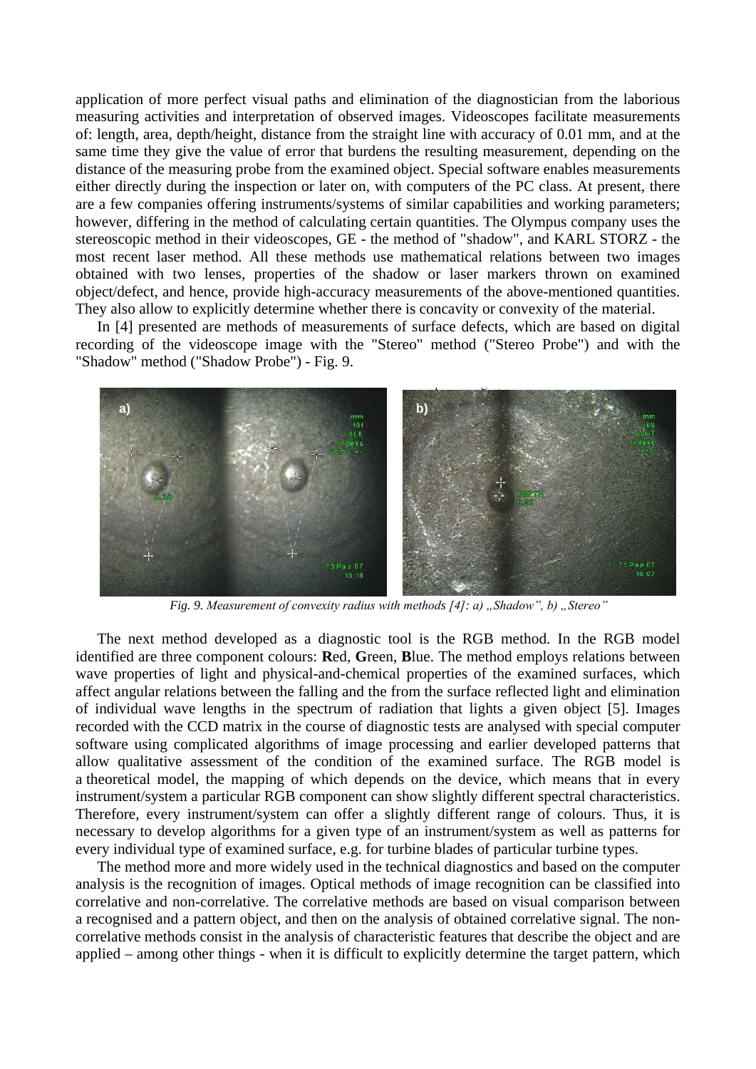application of more perfect visual paths and elimination of the diagnostician from the laborious measuring activities and interpretation of observed images. Videoscopes facilitate measurements of: length, area, depth/height, distance from the straight line with accuracy of 0.01 mm, and at the same time they give the value of error that burdens the resulting measurement, depending on the distance of the measuring probe from the examined object. Special software enables measurements either directly during the inspection or later on, with computers of the PC class. At present, there are a few companies offering instruments/systems of similar capabilities and working parameters; however, differing in the method of calculating certain quantities. The Olympus company uses the stereoscopic method in their videoscopes, GE - the method of "shadow", and KARL STORZ - the most recent laser method. All these methods use mathematical relations between two images obtained with two lenses, properties of the shadow or laser markers thrown on examined object/defect, and hence, provide high-accuracy measurements of the above-mentioned quantities. They also allow to explicitly determine whether there is concavity or convexity of the material.

In [4] presented are methods of measurements of surface defects, which are based on digital recording of the videoscope image with the "Stereo" method ("Stereo Probe") and with the "Shadow" method ("Shadow Probe") - Fig. 9.

*Fig. 9. Measurement of convexity radius with methods [4]: a) „Shadow", b) „Stereo"*

The next method developed as a diagnostic tool is the RGB method. In the RGB model identified are three component colours: **R**ed, **G**reen, **B**lue. The method employs relations between wave properties of light and physical-and-chemical properties of the examined surfaces, which affect angular relations between the falling and the from the surface reflected light and elimination of individual wave lengths in the spectrum of radiation that lights a given object [5]. Images recorded with the CCD matrix in the course of diagnostic tests are analysed with special computer software using complicated algorithms of image processing and earlier developed patterns that allow qualitative assessment of the condition of the examined surface. The RGB model is a theoretical model, the mapping of which depends on the device, which means that in every instrument/system a particular RGB component can show slightly different spectral characteristics. Therefore, every instrument/system can offer a slightly different range of colours. Thus, it is necessary to develop algorithms for a given type of an instrument/system as well as patterns for every individual type of examined surface, e.g. for turbine blades of particular turbine types.

The method more and more widely used in the technical diagnostics and based on the computer analysis is the recognition of images. Optical methods of image recognition can be classified into correlative and non-correlative. The correlative methods are based on visual comparison between a recognised and a pattern object, and then on the analysis of obtained correlative signal. The non-correlative methods consist in the analysis of characteristic features that describe the object and are applied – among other things - when it is difficult to explicitly determine the target pattern, which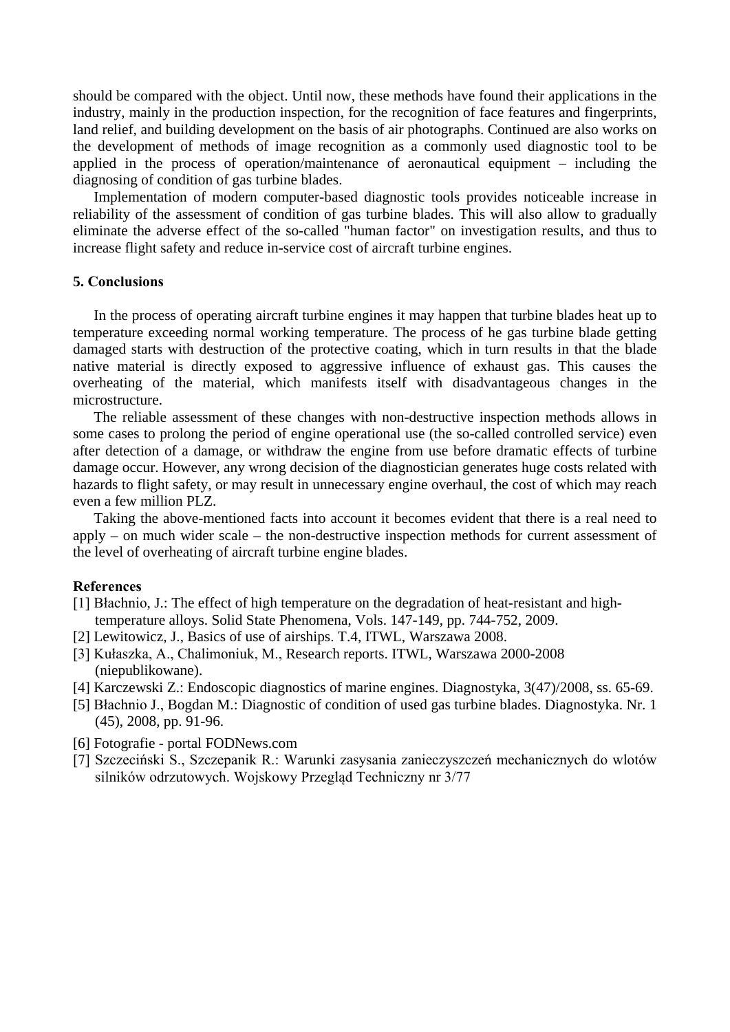should be compared with the object. Until now, these methods have found their applications in the industry, mainly in the production inspection, for the recognition of face features and fingerprints, land relief, and building development on the basis of air photographs. Continued are also works on the development of methods of image recognition as a commonly used diagnostic tool to be applied in the process of operation/maintenance of aeronautical equipment – including the diagnosing of condition of gas turbine blades.

Implementation of modern computer-based diagnostic tools provides noticeable increase in reliability of the assessment of condition of gas turbine blades. This will also allow to gradually eliminate the adverse effect of the so-called "human factor" on investigation results, and thus to increase flight safety and reduce in-service cost of aircraft turbine engines.

## 5. Conclusions

In the process of operating aircraft turbine engines it may happen that turbine blades heat up to temperature exceeding normal working temperature. The process of he gas turbine blade getting damaged starts with destruction of the protective coating, which in turn results in that the blade native material is directly exposed to aggressive influence of exhaust gas. This causes the overheating of the material, which manifests itself with disadvantageous changes in the microstructure.

The reliable assessment of these changes with non-destructive inspection methods allows in some cases to prolong the period of engine operational use (the so-called controlled service) even after detection of a damage, or withdraw the engine from use before dramatic effects of turbine damage occur. However, any wrong decision of the diagnostician generates huge costs related with hazards to flight safety, or may result in unnecessary engine overhaul, the cost of which may reach even a few million PLZ.

Taking the above-mentioned facts into account it becomes evident that there is a real need to apply – on much wider scale – the non-destructive inspection methods for current assessment of the level of overheating of aircraft turbine engine blades.

## References

[1] Błachnio, J.: The effect of high temperature on the degradation of heat-resistant and high-temperature alloys. Solid State Phenomena, Vols. 147-149, pp. 744-752, 2009.
[2] Lewitowicz, J., Basics of use of airships. T.4, ITWL, Warszawa 2008.
[3] Kułaszka, A., Chalimoniuk, M., Research reports. ITWL, Warszawa 2000-2008 (niepublikowane).
[4] Karczewski Z.: Endoscopic diagnostics of marine engines. Diagnostyka, 3(47)/2008, ss. 65-69.
[5] Błachnio J., Bogdan M.: Diagnostic of condition of used gas turbine blades. Diagnostyka. Nr. 1 (45), 2008, pp. 91-96.
[6] Fotografie - portal FODNews.com
[7] Szczeciński S., Szczepanik R.: Warunki zasysania zanieczyszczeń mechanicznych do wlotów silników odrzutowych. Wojskowy Przegląd Techniczny nr 3/77